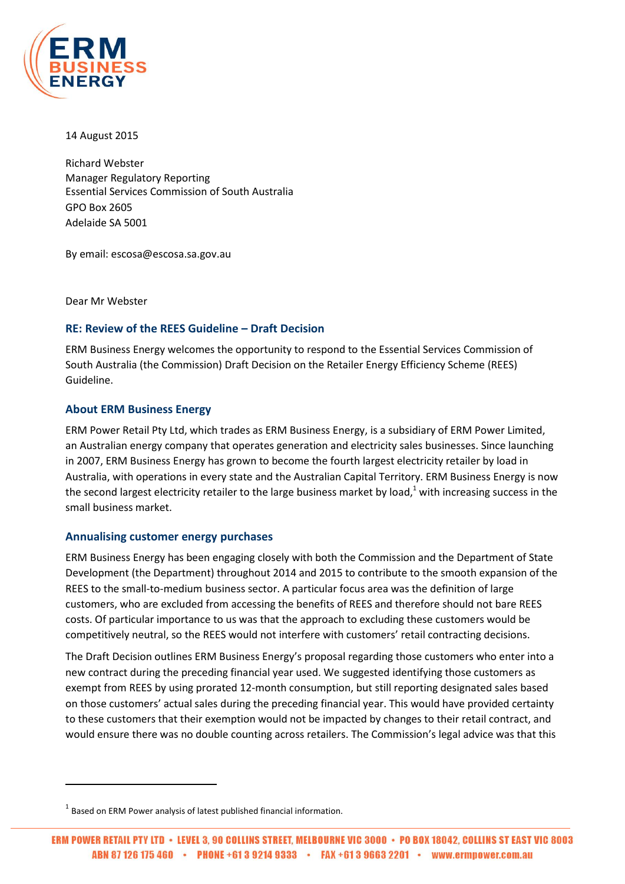14 August 2015

Richard Webster
Manager Regulatory Reporting
Essential Services Commission of South Australia
GPO Box 2605
Adelaide SA 5001

By email: escosa@escosa.sa.gov.au

Dear Mr Webster

## RE: Review of the REES Guideline – Draft Decision

ERM Business Energy welcomes the opportunity to respond to the Essential Services Commission of South Australia (the Commission) Draft Decision on the Retailer Energy Efficiency Scheme (REES) Guideline.

## About ERM Business Energy

ERM Power Retail Pty Ltd, which trades as ERM Business Energy, is a subsidiary of ERM Power Limited, an Australian energy company that operates generation and electricity sales businesses. Since launching in 2007, ERM Business Energy has grown to become the fourth largest electricity retailer by load in Australia, with operations in every state and the Australian Capital Territory. ERM Business Energy is now the second largest electricity retailer to the large business market by load,[1] with increasing success in the small business market.

## Annualising customer energy purchases

ERM Business Energy has been engaging closely with both the Commission and the Department of State Development (the Department) throughout 2014 and 2015 to contribute to the smooth expansion of the REES to the small-to-medium business sector. A particular focus area was the definition of large customers, who are excluded from accessing the benefits of REES and therefore should not bare REES costs. Of particular importance to us was that the approach to excluding these customers would be competitively neutral, so the REES would not interfere with customers' retail contracting decisions.

The Draft Decision outlines ERM Business Energy's proposal regarding those customers who enter into a new contract during the preceding financial year used. We suggested identifying those customers as exempt from REES by using prorated 12-month consumption, but still reporting designated sales based on those customers' actual sales during the preceding financial year. This would have provided certainty to these customers that their exemption would not be impacted by changes to their retail contract, and would ensure there was no double counting across retailers. The Commission's legal advice was that this

---

[1] Based on ERM Power analysis of latest published financial information.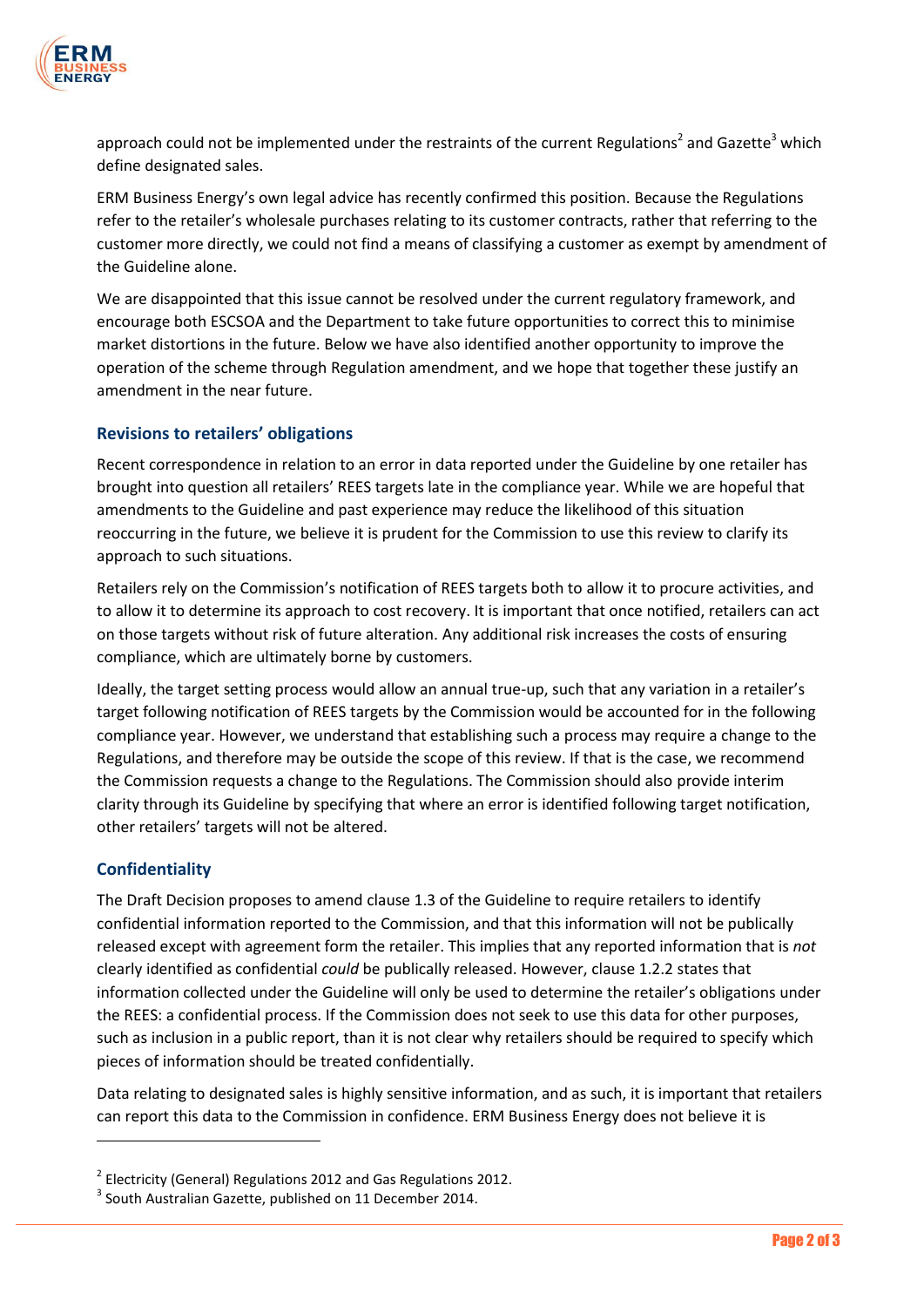approach could not be implemented under the restraints of the current Regulations[2] and Gazette[3] which define designated sales.

ERM Business Energy's own legal advice has recently confirmed this position. Because the Regulations refer to the retailer's wholesale purchases relating to its customer contracts, rather that referring to the customer more directly, we could not find a means of classifying a customer as exempt by amendment of the Guideline alone.

We are disappointed that this issue cannot be resolved under the current regulatory framework, and encourage both ESCSOA and the Department to take future opportunities to correct this to minimise market distortions in the future. Below we have also identified another opportunity to improve the operation of the scheme through Regulation amendment, and we hope that together these justify an amendment in the near future.

### Revisions to retailers' obligations

Recent correspondence in relation to an error in data reported under the Guideline by one retailer has brought into question all retailers' REES targets late in the compliance year. While we are hopeful that amendments to the Guideline and past experience may reduce the likelihood of this situation reoccurring in the future, we believe it is prudent for the Commission to use this review to clarify its approach to such situations.

Retailers rely on the Commission's notification of REES targets both to allow it to procure activities, and to allow it to determine its approach to cost recovery. It is important that once notified, retailers can act on those targets without risk of future alteration. Any additional risk increases the costs of ensuring compliance, which are ultimately borne by customers.

Ideally, the target setting process would allow an annual true-up, such that any variation in a retailer's target following notification of REES targets by the Commission would be accounted for in the following compliance year. However, we understand that establishing such a process may require a change to the Regulations, and therefore may be outside the scope of this review. If that is the case, we recommend the Commission requests a change to the Regulations. The Commission should also provide interim clarity through its Guideline by specifying that where an error is identified following target notification, other retailers' targets will not be altered.

### Confidentiality

The Draft Decision proposes to amend clause 1.3 of the Guideline to require retailers to identify confidential information reported to the Commission, and that this information will not be publically released except with agreement form the retailer. This implies that any reported information that is *not* clearly identified as confidential *could* be publically released. However, clause 1.2.2 states that information collected under the Guideline will only be used to determine the retailer's obligations under the REES: a confidential process. If the Commission does not seek to use this data for other purposes, such as inclusion in a public report, than it is not clear why retailers should be required to specify which pieces of information should be treated confidentially.

Data relating to designated sales is highly sensitive information, and as such, it is important that retailers can report this data to the Commission in confidence. ERM Business Energy does not believe it is

---

[2] Electricity (General) Regulations 2012 and Gas Regulations 2012.

[3] South Australian Gazette, published on 11 December 2014.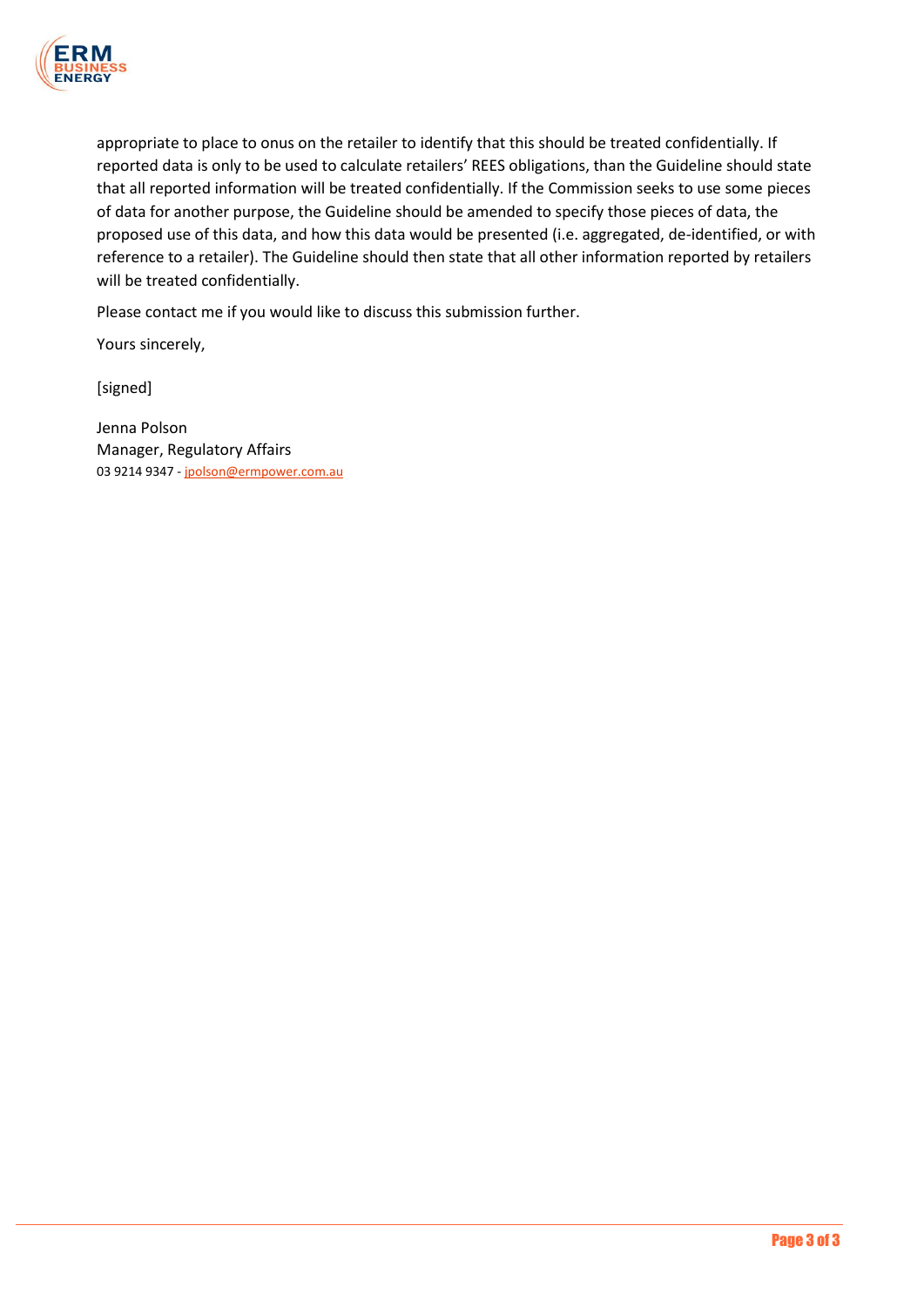appropriate to place to onus on the retailer to identify that this should be treated confidentially. If reported data is only to be used to calculate retailers' REES obligations, than the Guideline should state that all reported information will be treated confidentially. If the Commission seeks to use some pieces of data for another purpose, the Guideline should be amended to specify those pieces of data, the proposed use of this data, and how this data would be presented (i.e. aggregated, de-identified, or with reference to a retailer). The Guideline should then state that all other information reported by retailers will be treated confidentially.

Please contact me if you would like to discuss this submission further.

Yours sincerely,

[signed]

Jenna Polson
Manager, Regulatory Affairs
03 9214 9347 - jpolson@ermpower.com.au